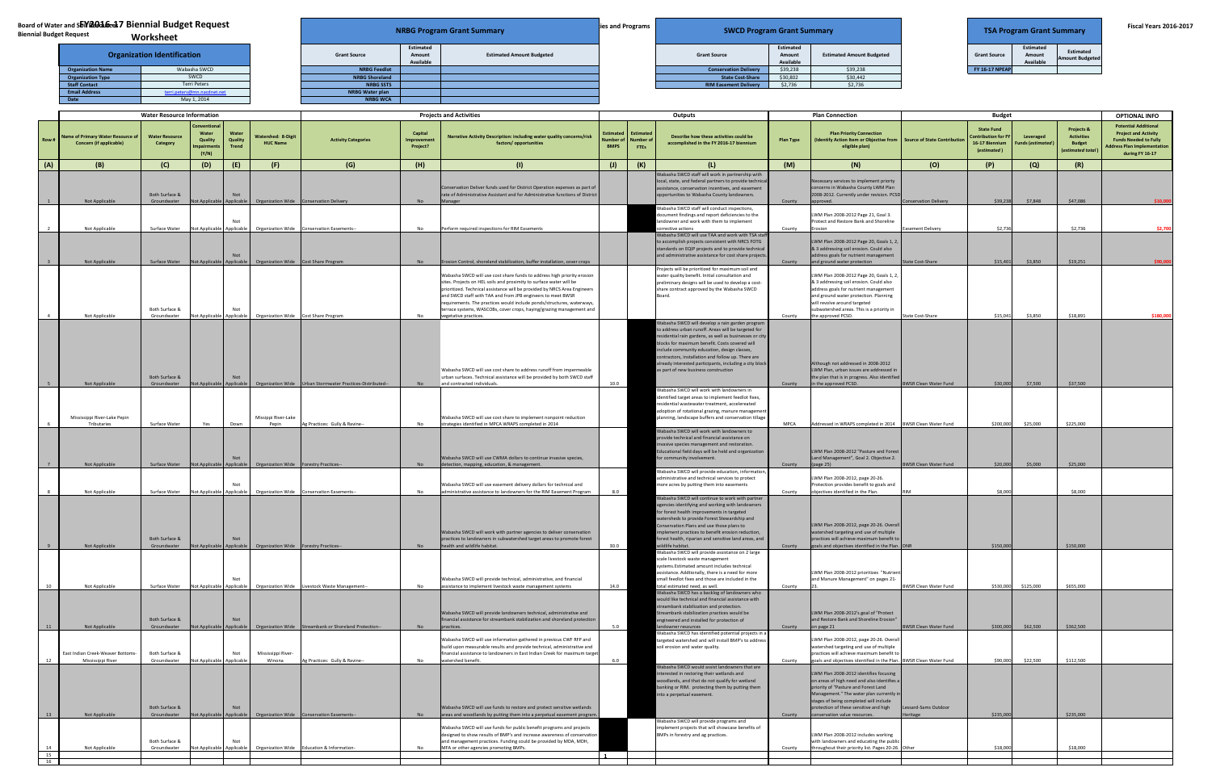# Board of Water and Soil Resources FY2016-17 Biennial Budget Request Worksheet

Fiscal Years 2016-2017

| Organization Identification | |
|---|---|
| Organization Name | Wabasha SWCD |
| Organization Type | SWCD |
| Staff Contact | Terri Peters |
| Email Address | terri.peters@mn.nacdnet.net |
| Date | May 1, 2014 |

## NRBG Program Grant Summary

| Grant Source | Estimated Amount Available | Estimated Amount Budgeted |
|---|---|---|
| NRBG Feedlot | | |
| NRBG Shoreland | | |
| NRBG SSTS | | |
| NRBG Water plan | | |
| NRBG WCA | | |

## SWCD Program Grant Summary

| Grant Source | Estimated Amount Available | Estimated Amount Budgeted |
|---|---|---|
| Conservation Delivery | $39,238 | $39,238 |
| State Cost-Share | $30,802 | $30,442 |
| RIM Easement Delivery | $2,736 | $2,736 |

## TSA Program Grant Summary

| Grant Source | Estimated Amount Available | Estimated Amount Budgeted |
|---|---|---|
| FY 16-17 NPEAP | | |

| Row # | Name of Primary Water Resource of Concern (if applicable) | Water Resource Category | Conventional Water Quality Impairments (Y/N) | Water Quality Trend | Watershed: 8-Digit HUC Name | Activity Categories | Capital Improvement Project? | Narrative Activity Description: including water quality concerns/risk factors/ opportunities | Estimated Number of BMPS | Estimated Number of FTEs | Describe how these activities could be accomplished in the FY 2016-17 biennium | Plan Type | Plan Priority Connection (Identify Action Item or Objective from eligible plan) | Source of State Contribution | State Fund Contribution for FY 16-17 Biennium (estimated) | Leveraged Funds (estimated) | Projects & Activities Budget (estimated total) | OPTIONAL INFO: Potential Additional Project and Activity Funds Needed to Fully Address Plan Implementation during FY 16-17 |
|---|---|---|---|---|---|---|---|---|---|---|---|---|---|---|---|---|---|---|
| (A) | (B) | (C) | (D) | (E) | (F) | (G) | (H) | (I) | (J) | (K) | (L) | (M) | (N) | (O) | (P) | (Q) | (R) | |
| 1 | Not Applicable | Both Surface & Groundwater | Not Applicable | Not Applicable | Organization Wide | Conservation Delivery | No | Conservation Deliver funds used for District Operation expenses as part of rate of Administrative Assistant and for Administrative functions of District Manager | | | Wabasha SWCD staff will work in partnership with local, state, and federal partners to provide technical assistance, conservation incentives, and easement opportunities to Wabasha County landowners. | County | Necessary services to implement priorty concerns in Wabasha County LWM Plan 2008-2012. Currently under revision. PCSD approved. | Conservation Delivery | $39,238 | $7,848 | $47,086 | $10,000 |
| 2 | Not Applicable | Surface Water | Not Applicable | Not Applicable | Organization Wide | Conservation Easements-- | No | Perform required inspections for RIM Easements | | | Wabasha SWCD staff will conduct inspections, document findings and report deficiencies to the landowner and work with them to implement corrective actions | County | LWM Plan 2008-2012 Page 21, Goal 3. Protect and Restore Bank and Shoreline Erosion | Easement Delivery | $2,736 | | $2,736 | $2,700 |
| 3 | Not Applicable | Surface Water | Not Applicable | Not Applicable | Organization Wide | Cost Share Program | No | Erosion Control, shoreland stabilization, buffer installation, cover crops | | | Wabasha SWCD will use TAA and work with TSA staff to accomplish projects consistent with NRCS FOTG standards on EQIP projects and to provide technical and administrative assistance for cost share projects. | County | LWM Plan 2008-2012 Page 20, Goals 1, 2, & 3 addressing soil erosion. Could also address goals for nutrient management and ground water protection | State Cost-Share | $15,401 | $3,850 | $19,251 | $90,000 |
| 4 | Not Applicable | Both Surface & Groundwater | Not Applicable | Not Applicable | Organization Wide | Cost Share Program | No | Wabasha SWCD will use cost share funds to address high priority erosion sites. Projects on HEL soils and proximity to surface water will be prioritized. Technical assistance will be provided by NRCS Area Engineers and SWCD staff with TAA and from JPB engineers to meet BWSR requirements. The practices would include ponds/structures, waterways, terrace systems, WASCOBs, cover crops, haying/grazing management and vegetative practices. | | | Projects will be prioritized for maximum soil and water quality benefit. Initial consultation and preliminary designs will be used to develop a cost-share contract approved by the Wabasha SWCD Board. | County | LWM Plan 2008-2012 Page 20, Goals 1, 2, & 3 addressing soil erosion. Could also address goals for nutrient management and ground water protection. Planning will revolve around targeted subwatershed areas. This is a priority in the approved PCSD. | State Cost-Share | $15,041 | $3,850 | $18,891 | $180,000 |
| 5 | Not Applicable | Both Surface & Groundwater | Not Applicable | Not Applicable | Organization Wide | Urban Stormwater Practices-Distributed-- | No | Wabasha SWCD will use cost share to address runoff from impermeable urban surfaces. Technical assistance will be provided by both SWCD staff and contracted individuals. | 10.0 | | Wabasha SWCD will develop a rain garden program to address urban runoff. Areas will be targeted for residential rain gardens, as well as businesses or city blocks for maximum benefit. Costs covered will include community education, design classes, contractors, installation and follow up. There are already interested participants, including a city block as part of new business construction | County | Although not addressed in 2008-2012 LWM Plan, urban issues are addressed in the plan that is in progress. Also identified in the approved PCSD. | BWSR Clean Water Fund | $30,000 | $7,500 | $37,500 | |
| 6 | Mississippi River-Lake Pepin Tributaries | Surface Water | Yes | Down | Missippi River-Lake Pepin | Ag Practices: Gully & Ravine-- | No | Wabasha SWCD will use cost share to implement nonpoint reduction strategies identified in MPCA WRAPS completed in 2014 | | | Wabasha SWCD will work with landowners in identified target areas to implement feedlot fixes, residential wastewater treatment, accelerated adoption of rotational grazing, manure management planning, landscape buffers and conservation tillage | MPCA | Addressed in WRAPS completed in 2014 | BWSR Clean Water Fund | $200,000 | $25,000 | $225,000 | |
| 7 | Not Applicable | Surface Water | Not Applicable | Not Applicable | Organization Wide | Forestry Practices-- | No | Wabasha SWCD will use CWMA dollars to continue invasive species, detection, mapping, education, & management. | | | Wabasha SWCD will work with landowners to provide technical and financial assistance on invasive species management and restoration. Educational field days will be held and organization for community involvement. | County | LWM Plan 2008-2012 "Pasture and Forest Land Management", Goal 2. Objective 2. (page 25) | BWSR Clean Water Fund | $20,000 | $5,000 | $25,000 | |
| 8 | Not Applicable | Surface Water | Not Applicable | Not Applicable | Organization Wide | Conservation Easements-- | No | Wabasha SWCD will use easement delivery dollars for technical and administrative assistance to landowners for the RIM Easement Program | 8.0 | | Wabasha SWCD will provide education, information, administrative and technical services to protect more acres by putting them into easements | County | LWM Plan 2008-2012, page 20-26. Protection provides benefit to goals and objectives identified in the Plan. | RIM | $8,000 | | $8,000 | |
| 9 | Not Applicable | Both Surface & Groundwater | Not Applicable | Not Applicable | Organization Wide | Forestry Practices-- | No | Wabasha SWCD will work with partner agencies to deliver conservation practices to landowners in subwatershed target areas to promote forest health and wildlife habitat. | 30.0 | | Wabasha SWCD will continue to work with partner agencies identifying and working with landowners for forest health improvements in targeted watersheds to provide Forest Stewardship and Conservation Plans and use those plans to implement practices to benefit erosion reduction, forest health, riparian and sensitive land areas, and wildlife habitat. | County | LWM Plan 2008-2012, page 20-26. Overall watershed targeting and use of multiple practices will achieve maximum benefit to goals and objectives identified in the Plan. | DNR | $150,000 | | $150,000 | |
| 10 | Not Applicable | Surface Water | Not Applicable | Not Applicable | Organization Wide | Livestock Waste Management-- | No | Wabasha SWCD will provide technical, administrative, and financial assistance to implement livestock waste management systems | 14.0 | | Wabasha SWCD will provide assistance on 2 large scale livestock waste management systems.Estimated amount includes technical assistance. Additionally, there is a need for more small feedlot fixes and those are included in the total estimated need, as well. | County | LWM Plan 2008-2012 prioritizes "Nutrient and Manure Management" on pages 21-23. | BWSR Clean Water Fund | $530,000 | $125,000 | $655,000 | |
| 11 | Not Applicable | Both Surface & Groundwater | Not Applicable | Not Applicable | Organization Wide | Streambank or Shoreland Protection-- | No | Wabasha SWCD will provide landowners technical, administrative and financial assistance for streambank stabilization and shoreland protection practices. | 5.0 | | Wabasha SWCD has a backlog of landowners who would like technical and financial assistance with streambank stabilization and protection. Streambank stabilization practices would be engineered and installed for protection of landowner resources | County | LWM Plan 2008-2012's goal of "Protect and Restore Bank and Shoreline Erosion" on page 21 | BWSR Clean Water Fund | $300,000 | $62,500 | $362,500 | |
| 12 | East Indian Creek-Weaver Bottoms-Mississippi River | Both Surface & Groundwater | Not Applicable | Not Applicable | Missippi River-Winona | Ag Practices: Gully & Ravine-- | No | Wabasha SWCD will use information gathered in previous CWF RFP and build upon measurable results and provide technical, administrative and financial assistance to landowners in East Indian Creek for maximum target watershed benefit. | 6.0 | | Wabasha SWCD has identified potential projects in a targeted watershed and will install BMP's to address soil erosion and water quality. | County | LWM Plan 2008-2012, page 20-26. Overall watershed targeting and use of multiple practices will achieve maximum benefit to goals and objectives identified in the Plan. | BWSR Clean Water Fund | $90,000 | $22,500 | $112,500 | |
| 13 | Not Applicable | Both Surface & Groundwater | Not Applicable | Not Applicable | Organization Wide | Conservation Easements-- | No | Wabasha SWCD will use funds to restore and protect sensitive wetlands areas and woodlands by putting them into a perpetual easement program. | | | Wabasha SWCD would assist landowners that are interested in restoring their wetlands and woodlands, and that do not qualify for wetland banking or RIM. protecting them by putting them into a perpetual easement. | County | LWM Plan 2008-2012 identifies focusing on areas of high need and also identifies a priority of "Pasture and Forest Land Management." The water plan currently in stages of being completed will include protection of these sensitive and high conservation value resources. | Lessard-Sams Outdoor Heritage | $235,000 | | $235,000 | |
| 14 | Not Applicable | Both Surface & Groundwater | Not Applicable | Not Applicable | Organization Wide | Education & Information- | No | Wabasha SWCD will use funds for public benefit programs and projects designed to show results of BMP's and increase awareness of conservation and management practices. Funding could be provided by MDA, MDH, MFA or other agencies promoting BMPs. | | | Wabasha SWCD will provide programs and implement projects that will showcase benefits of BMPs in forestry and ag practices. | County | LWM Plan 2008-2012 includes working with landowners and educating the public throughout their priority list. Pages 20-26. | Other | $18,000 | | $18,000 | |
| 15 | | | | | | | | | | | | | | | | | | |
| 16 | | | | | | | | | | | | | | | | | | |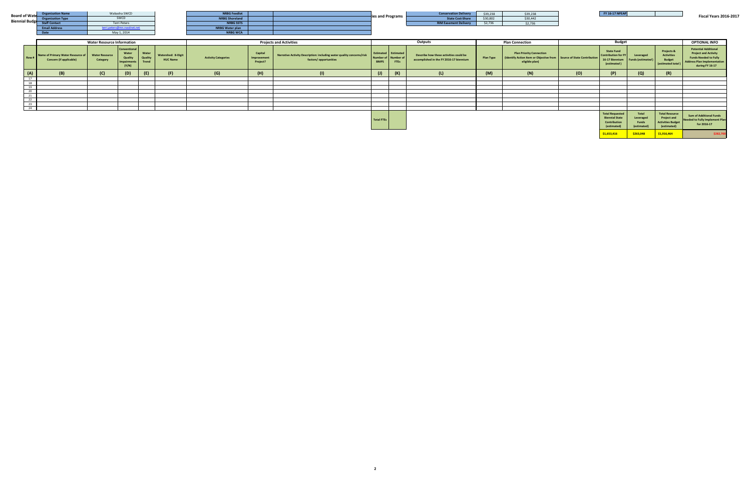**Board of Water... Biennial Budget...**

| | |
|---|---|
| Organization Name | Wabasha SWCD |
| Organization Type | SWCD |
| Staff Contact | Terri Peters |
| Email Address | terri.peters@mn.nacdnet.net |
| Date | May 1, 2014 |

| | | |
|---|---|---|
| NRBG Feedlot | | |
| NRBG Shoreland | | |
| NRBG SSTS | | |
| NRBG Water plan | | |
| NRBG WCA | | |

...ies and Programs

| | | |
|---|---|---|
| Conservation Delivery | $39,238 | $39,238 |
| State Cost-Share | $30,802 | $30,442 |
| RIM Easement Delivery | $2,736 | $2,736 |

| | | |
|---|---|---|
| FY 16-17 NPEAP | | |

**Fiscal Years 2016-2017**

| | Water Resource Information | | | | | Projects and Activities | | | | | Outputs | Plan Connection | | | Budget | | | OPTIONAL INFO |
|---|---|---|---|---|---|---|---|---|---|---|---|---|---|---|---|---|---|---|
| Row # | Name of Primary Water Resource of Concern (if applicable) | Water Resource Category | Conventional Water Quality Impairments (Y/N) | Water Quality Trend | Watershed: 8-Digit HUC Name | Activity Categories | Capital Improvement Project? | Narrative Activity Description: including water quality concerns/risk factors/ opportunities | Estimated Number of BMPS | Estimated Number of FTEs | Describe how these activities could be accomplished in the FY 2016-17 biennium | Plan Type | Plan Priority Connection (Identify Action Item or Objective from eligible plan) | Source of State Contribution | State Fund Contribution for FY 16-17 Biennium (estimated) | Leveraged Funds (estimated) | Projects & Activities Budget (estimated total) | Potential Additional Project and Activity Funds Needed to Fully Address Plan Implementation during FY 16-17 |
| (A) | (B) | (C) | (D) | (E) | (F) | (G) | (H) | (I) | (J) | (K) | (L) | (M) | (N) | (O) | (P) | (Q) | (R) | |
| 17 | | | | | | | | | | | | | | | | | | |
| 18 | | | | | | | | | | | | | | | | | | |
| 19 | | | | | | | | | | | | | | | | | | |
| 20 | | | | | | | | | | | | | | | | | | |
| 21 | | | | | | | | | | | | | | | | | | |
| 22 | | | | | | | | | | | | | | | | | | |
| 23 | | | | | | | | | | | | | | | | | | |
| 24 | | | | | | | | | | | | | | | | | | |
| | | | | | | | | | Total FTEs | | | | | | Total Requested Biennial State Contribution (estimated) | Total Leveraged Funds (estimated) | Total Resource Project and Activities Budget (estimated) | Sum of Additional Funds Needed to Fully Implement Plan for 2016-17 |
| | | | | | | | | | | | | | | | $1,653,416 | $263,048 | $1,916,464 | $282,700 |